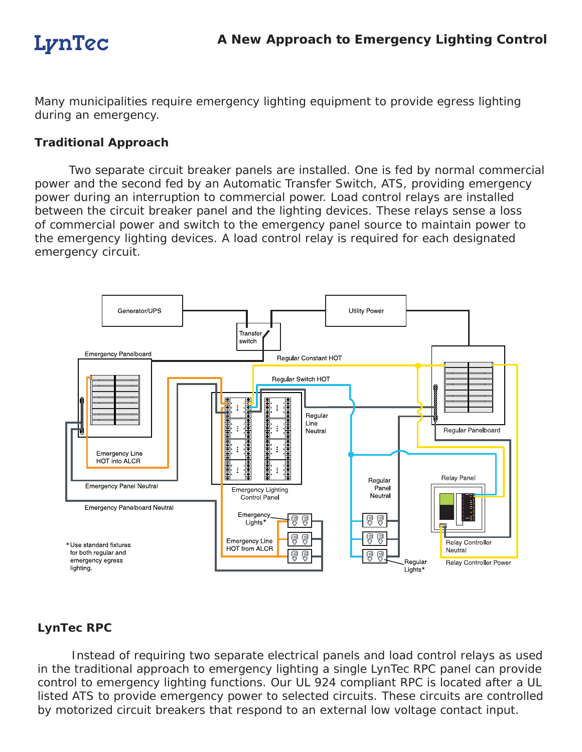# A New Approach to Emergency Lighting Control

Many municipalities require emergency lighting equipment to provide egress lighting during an emergency.

## Traditional Approach

Two separate circuit breaker panels are installed. One is fed by normal commercial power and the second fed by an Automatic Transfer Switch, ATS, providing emergency power during an interruption to commercial power. Load control relays are installed between the circuit breaker panel and the lighting devices. These relays sense a loss of commercial power and switch to the emergency panel source to maintain power to the emergency lighting devices. A load control relay is required for each designated emergency circuit.

Generator/UPS

Utility Power

Transfer switch

Emergency Panelboard

Regular Constant HOT

Regular Switch HOT

Regular Line Neutral

Regular Panelboard

Emergency Line HOT into ALCR

Emergency Panel Neutral

Emergency Lighting Control Panel

Regular Panel Neutral

Relay Panel

Emergency Panelboard Neutral

Emergency Lights*

Emergency Line HOT from ALCR

Relay Controller Neutral

Relay Controller Power

Regular Lights*

* Use standard fixtures for both regular and emergency egress lighting.

## LynTec RPC

Instead of requiring two separate electrical panels and load control relays as used in the traditional approach to emergency lighting a single LynTec RPC panel can provide control to emergency lighting functions. Our UL 924 compliant RPC is located after a UL listed ATS to provide emergency power to selected circuits. These circuits are controlled by motorized circuit breakers that respond to an external low voltage contact input.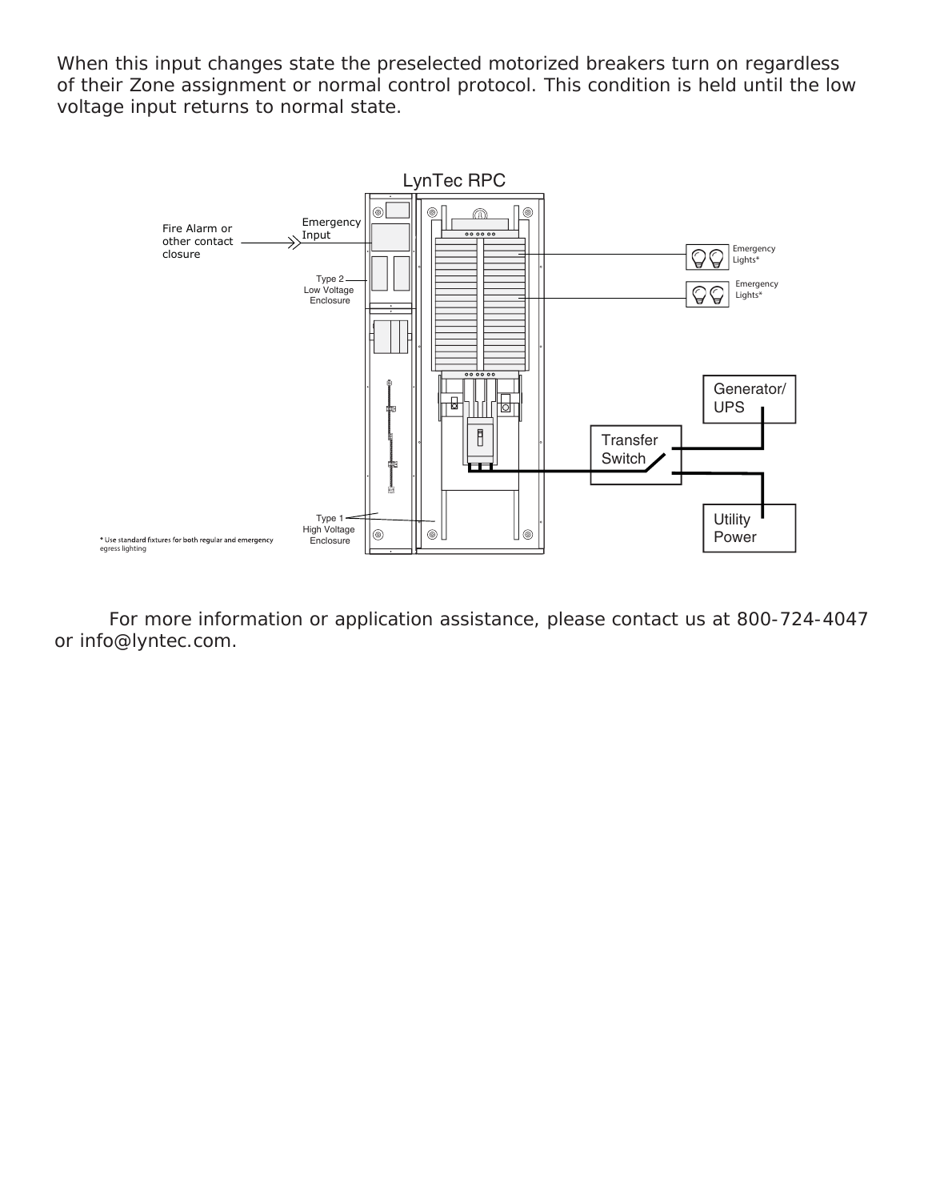When this input changes state the preselected motorized breakers turn on regardless of their Zone assignment or normal control protocol. This condition is held until the low voltage input returns to normal state.

LynTec RPC

Fire Alarm or other contact closure

Emergency Input

Type 2 Low Voltage Enclosure

Type 1 High Voltage Enclosure

Emergency Lights*

Emergency Lights*

Generator/ UPS

Transfer Switch

Utility Power

* Use standard fixtures for both regular and emergency egress lighting

For more information or application assistance, please contact us at 800-724-4047 or info@lyntec.com.